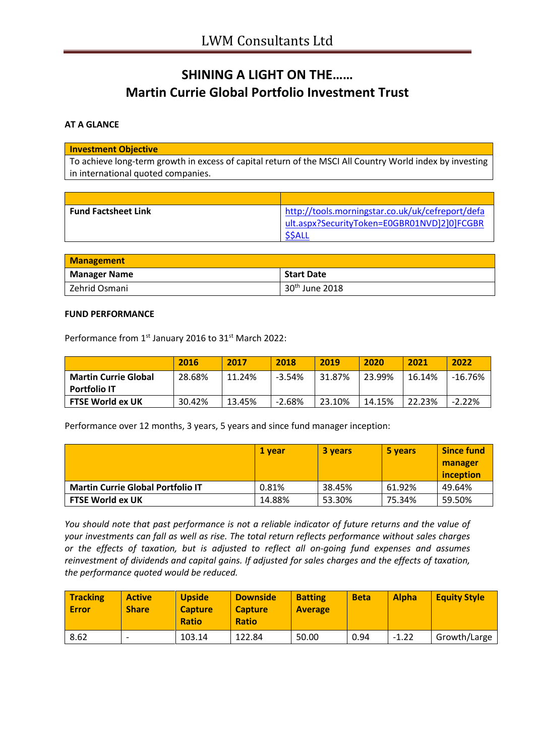# LWM Consultants Ltd

## SHINING A LIGHT ON THE……
## Martin Currie Global Portfolio Investment Trust

**AT A GLANCE**

| Investment Objective |
|---|
| To achieve long-term growth in excess of capital return of the MSCI All Country World index by investing in international quoted companies. |

| | |
|---|---|
| **Fund Factsheet Link** | http://tools.morningstar.co.uk/uk/cefreport/default.aspx?SecurityToken=E0GBR01NVD]2]0]FCGBR$$ALL |

| Management | |
|---|---|
| **Manager Name** | **Start Date** |
| Zehrid Osmani | 30th June 2018 |

**FUND PERFORMANCE**

Performance from 1st January 2016 to 31st March 2022:

| | 2016 | 2017 | 2018 | 2019 | 2020 | 2021 | 2022 |
|---|---|---|---|---|---|---|---|
| **Martin Currie Global Portfolio IT** | 28.68% | 11.24% | -3.54% | 31.87% | 23.99% | 16.14% | -16.76% |
| **FTSE World ex UK** | 30.42% | 13.45% | -2.68% | 23.10% | 14.15% | 22.23% | -2.22% |

Performance over 12 months, 3 years, 5 years and since fund manager inception:

| | 1 year | 3 years | 5 years | Since fund manager inception |
|---|---|---|---|---|
| **Martin Currie Global Portfolio IT** | 0.81% | 38.45% | 61.92% | 49.64% |
| **FTSE World ex UK** | 14.88% | 53.30% | 75.34% | 59.50% |

*You should note that past performance is not a reliable indicator of future returns and the value of your investments can fall as well as rise. The total return reflects performance without sales charges or the effects of taxation, but is adjusted to reflect all on-going fund expenses and assumes reinvestment of dividends and capital gains. If adjusted for sales charges and the effects of taxation, the performance quoted would be reduced.*

| Tracking Error | Active Share | Upside Capture Ratio | Downside Capture Ratio | Batting Average | Beta | Alpha | Equity Style |
|---|---|---|---|---|---|---|---|
| 8.62 | - | 103.14 | 122.84 | 50.00 | 0.94 | -1.22 | Growth/Large |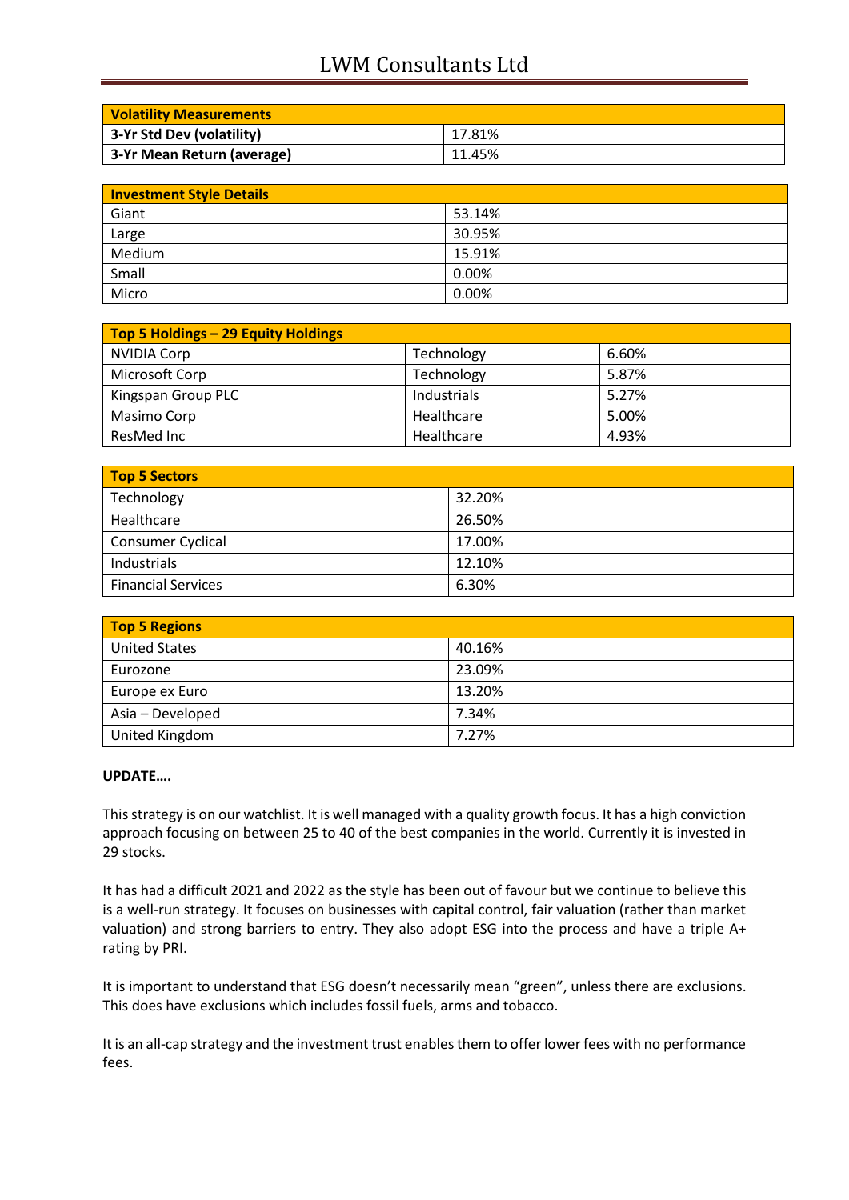| Volatility Measurements | |
|---|---|
| 3-Yr Std Dev (volatility) | 17.81% |
| 3-Yr Mean Return (average) | 11.45% |

| Investment Style Details | |
|---|---|
| Giant | 53.14% |
| Large | 30.95% |
| Medium | 15.91% |
| Small | 0.00% |
| Micro | 0.00% |

| Top 5 Holdings – 29 Equity Holdings | | |
|---|---|---|
| NVIDIA Corp | Technology | 6.60% |
| Microsoft Corp | Technology | 5.87% |
| Kingspan Group PLC | Industrials | 5.27% |
| Masimo Corp | Healthcare | 5.00% |
| ResMed Inc | Healthcare | 4.93% |

| Top 5 Sectors | |
|---|---|
| Technology | 32.20% |
| Healthcare | 26.50% |
| Consumer Cyclical | 17.00% |
| Industrials | 12.10% |
| Financial Services | 6.30% |

| Top 5 Regions | |
|---|---|
| United States | 40.16% |
| Eurozone | 23.09% |
| Europe ex Euro | 13.20% |
| Asia – Developed | 7.34% |
| United Kingdom | 7.27% |

**UPDATE….**

This strategy is on our watchlist. It is well managed with a quality growth focus. It has a high conviction approach focusing on between 25 to 40 of the best companies in the world. Currently it is invested in 29 stocks.

It has had a difficult 2021 and 2022 as the style has been out of favour but we continue to believe this is a well-run strategy. It focuses on businesses with capital control, fair valuation (rather than market valuation) and strong barriers to entry. They also adopt ESG into the process and have a triple A+ rating by PRI.

It is important to understand that ESG doesn't necessarily mean "green", unless there are exclusions. This does have exclusions which includes fossil fuels, arms and tobacco.

It is an all-cap strategy and the investment trust enables them to offer lower fees with no performance fees.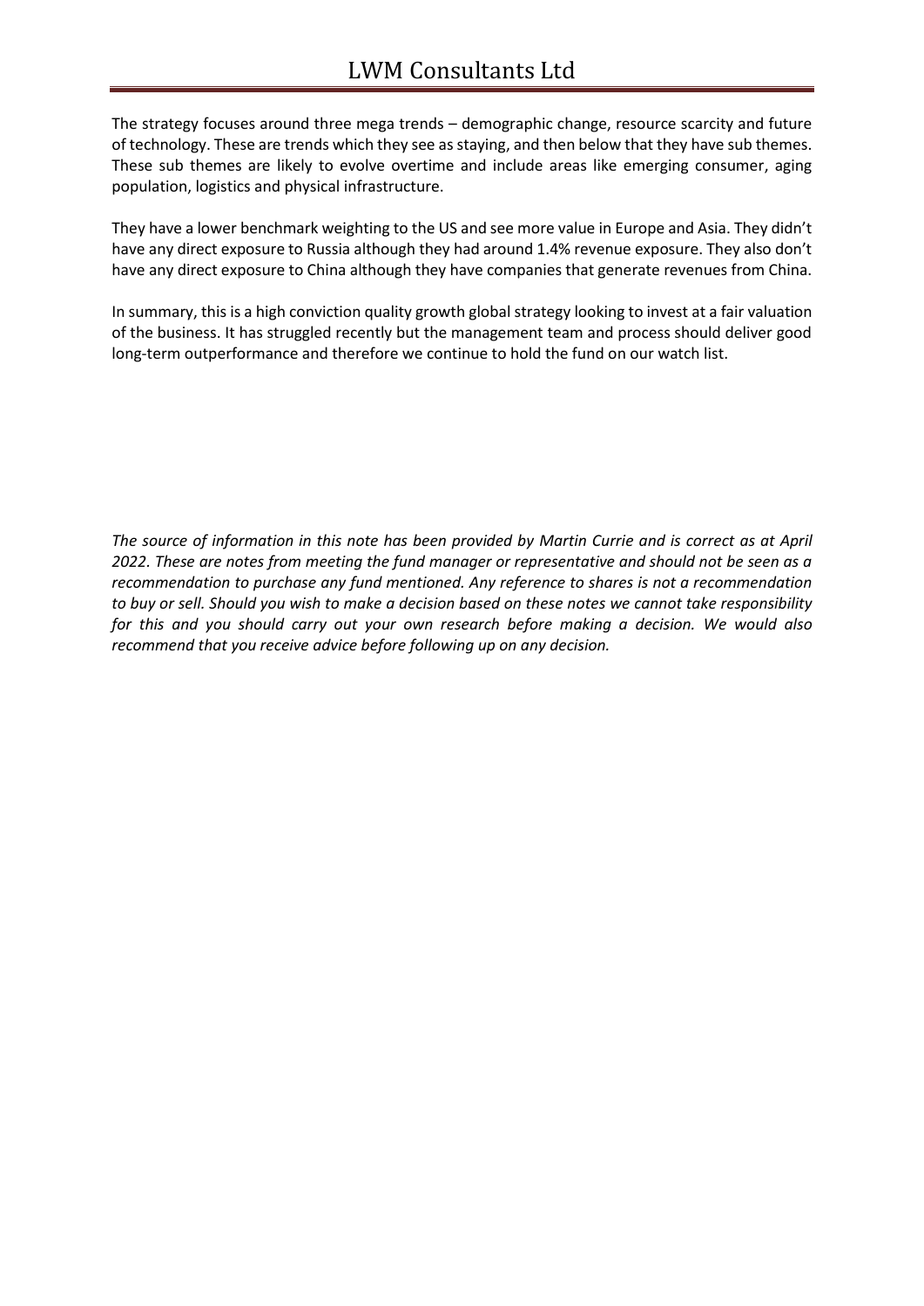The strategy focuses around three mega trends – demographic change, resource scarcity and future of technology. These are trends which they see as staying, and then below that they have sub themes. These sub themes are likely to evolve overtime and include areas like emerging consumer, aging population, logistics and physical infrastructure.

They have a lower benchmark weighting to the US and see more value in Europe and Asia. They didn't have any direct exposure to Russia although they had around 1.4% revenue exposure. They also don't have any direct exposure to China although they have companies that generate revenues from China.

In summary, this is a high conviction quality growth global strategy looking to invest at a fair valuation of the business. It has struggled recently but the management team and process should deliver good long-term outperformance and therefore we continue to hold the fund on our watch list.

*The source of information in this note has been provided by Martin Currie and is correct as at April 2022. These are notes from meeting the fund manager or representative and should not be seen as a recommendation to purchase any fund mentioned. Any reference to shares is not a recommendation to buy or sell. Should you wish to make a decision based on these notes we cannot take responsibility for this and you should carry out your own research before making a decision. We would also recommend that you receive advice before following up on any decision.*